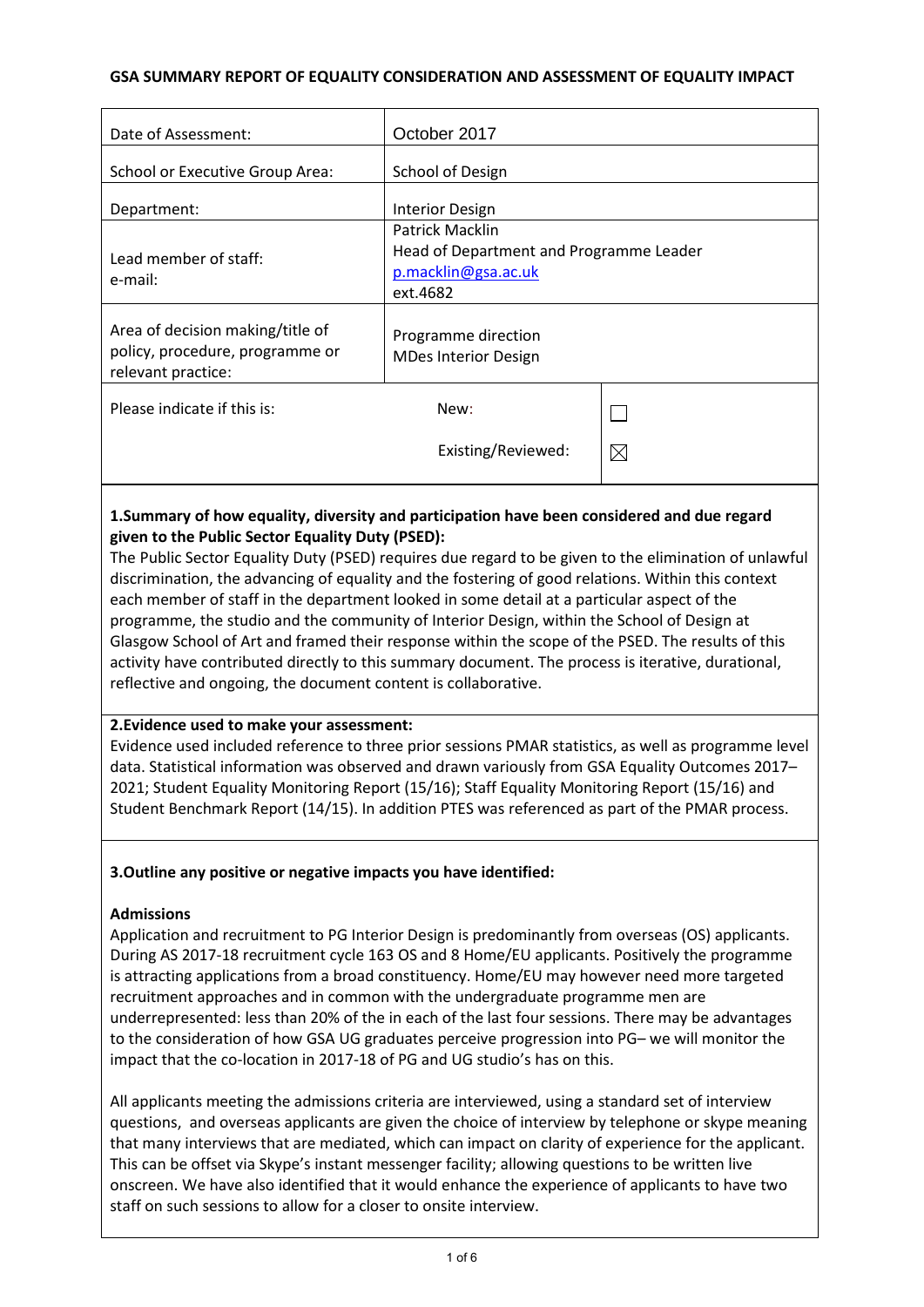## GSA SUMMARY REPORT OF EQUALITY CONSIDERATION AND ASSESSMENT OF EQUALITY IMPACT

| | | |
|---|---|---|
| Date of Assessment: | October 2017 | |
| School or Executive Group Area: | School of Design | |
| Department: | Interior Design | |
| Lead member of staff:<br>e-mail: | Patrick Macklin<br>Head of Department and Programme Leader<br>p.macklin@gsa.ac.uk<br>ext.4682 | |
| Area of decision making/title of policy, procedure, programme or relevant practice: | Programme direction<br>MDes Interior Design | |
| Please indicate if this is: | New: | ☐ |
| | Existing/Reviewed: | ☒ |

**1.Summary of how equality, diversity and participation have been considered and due regard given to the Public Sector Equality Duty (PSED):**

The Public Sector Equality Duty (PSED) requires due regard to be given to the elimination of unlawful discrimination, the advancing of equality and the fostering of good relations. Within this context each member of staff in the department looked in some detail at a particular aspect of the programme, the studio and the community of Interior Design, within the School of Design at Glasgow School of Art and framed their response within the scope of the PSED. The results of this activity have contributed directly to this summary document. The process is iterative, durational, reflective and ongoing, the document content is collaborative.

**2.Evidence used to make your assessment:**

Evidence used included reference to three prior sessions PMAR statistics, as well as programme level data. Statistical information was observed and drawn variously from GSA Equality Outcomes 2017–2021; Student Equality Monitoring Report (15/16); Staff Equality Monitoring Report (15/16) and Student Benchmark Report (14/15). In addition PTES was referenced as part of the PMAR process.

**3.Outline any positive or negative impacts you have identified:**

**Admissions**

Application and recruitment to PG Interior Design is predominantly from overseas (OS) applicants. During AS 2017-18 recruitment cycle 163 OS and 8 Home/EU applicants. Positively the programme is attracting applications from a broad constituency. Home/EU may however need more targeted recruitment approaches and in common with the undergraduate programme men are underrepresented: less than 20% of the in each of the last four sessions. There may be advantages to the consideration of how GSA UG graduates perceive progression into PG– we will monitor the impact that the co-location in 2017-18 of PG and UG studio's has on this.

All applicants meeting the admissions criteria are interviewed, using a standard set of interview questions, and overseas applicants are given the choice of interview by telephone or skype meaning that many interviews that are mediated, which can impact on clarity of experience for the applicant. This can be offset via Skype's instant messenger facility; allowing questions to be written live onscreen. We have also identified that it would enhance the experience of applicants to have two staff on such sessions to allow for a closer to onsite interview.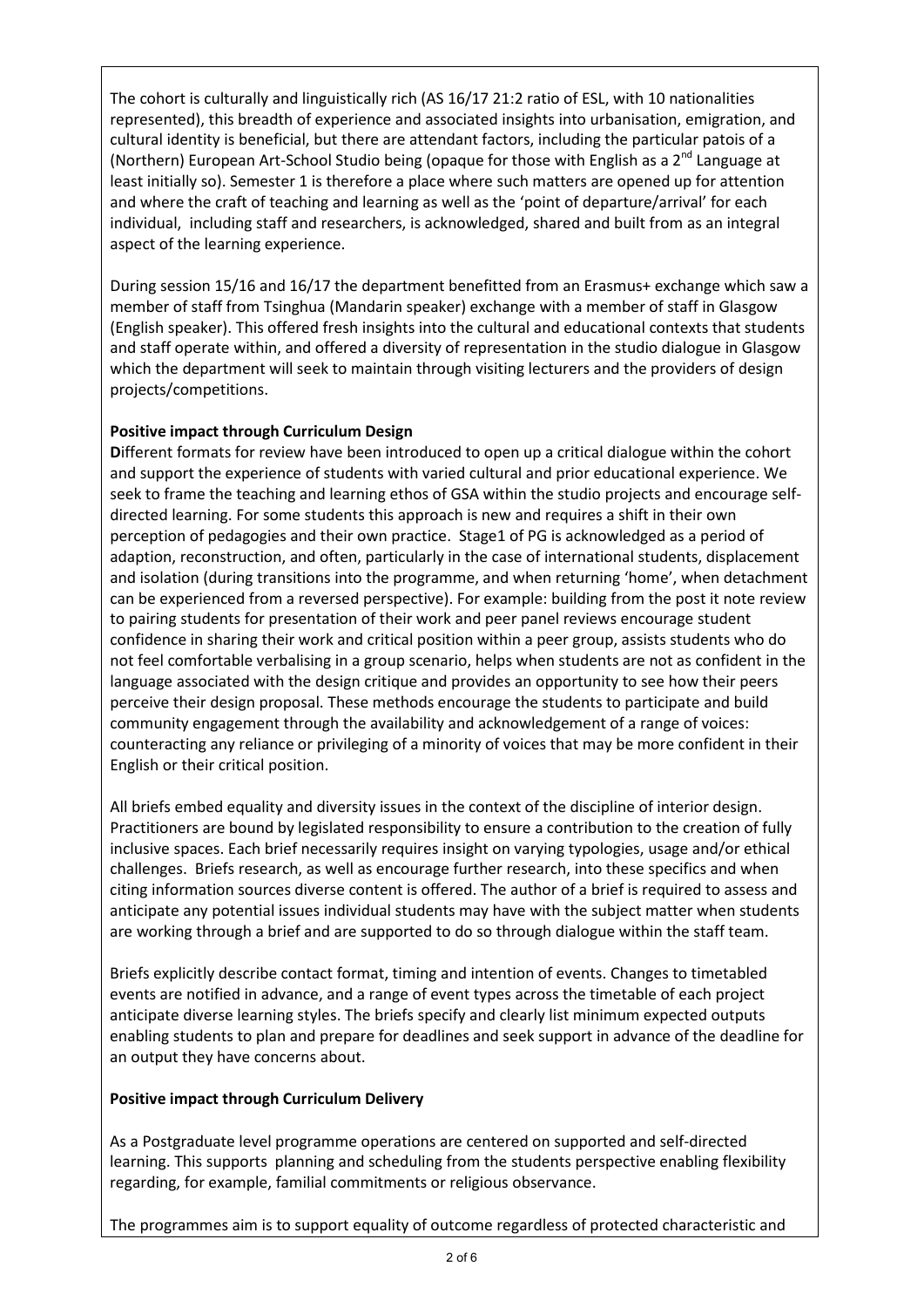The cohort is culturally and linguistically rich (AS 16/17 21:2 ratio of ESL, with 10 nationalities represented), this breadth of experience and associated insights into urbanisation, emigration, and cultural identity is beneficial, but there are attendant factors, including the particular patois of a (Northern) European Art-School Studio being (opaque for those with English as a 2nd Language at least initially so). Semester 1 is therefore a place where such matters are opened up for attention and where the craft of teaching and learning as well as the 'point of departure/arrival' for each individual, including staff and researchers, is acknowledged, shared and built from as an integral aspect of the learning experience.

During session 15/16 and 16/17 the department benefitted from an Erasmus+ exchange which saw a member of staff from Tsinghua (Mandarin speaker) exchange with a member of staff in Glasgow (English speaker). This offered fresh insights into the cultural and educational contexts that students and staff operate within, and offered a diversity of representation in the studio dialogue in Glasgow which the department will seek to maintain through visiting lecturers and the providers of design projects/competitions.

**Positive impact through Curriculum Design**

**D**ifferent formats for review have been introduced to open up a critical dialogue within the cohort and support the experience of students with varied cultural and prior educational experience. We seek to frame the teaching and learning ethos of GSA within the studio projects and encourage self-directed learning. For some students this approach is new and requires a shift in their own perception of pedagogies and their own practice. Stage1 of PG is acknowledged as a period of adaption, reconstruction, and often, particularly in the case of international students, displacement and isolation (during transitions into the programme, and when returning 'home', when detachment can be experienced from a reversed perspective). For example: building from the post it note review to pairing students for presentation of their work and peer panel reviews encourage student confidence in sharing their work and critical position within a peer group, assists students who do not feel comfortable verbalising in a group scenario, helps when students are not as confident in the language associated with the design critique and provides an opportunity to see how their peers perceive their design proposal. These methods encourage the students to participate and build community engagement through the availability and acknowledgement of a range of voices: counteracting any reliance or privileging of a minority of voices that may be more confident in their English or their critical position.

All briefs embed equality and diversity issues in the context of the discipline of interior design. Practitioners are bound by legislated responsibility to ensure a contribution to the creation of fully inclusive spaces. Each brief necessarily requires insight on varying typologies, usage and/or ethical challenges. Briefs research, as well as encourage further research, into these specifics and when citing information sources diverse content is offered. The author of a brief is required to assess and anticipate any potential issues individual students may have with the subject matter when students are working through a brief and are supported to do so through dialogue within the staff team.

Briefs explicitly describe contact format, timing and intention of events. Changes to timetabled events are notified in advance, and a range of event types across the timetable of each project anticipate diverse learning styles. The briefs specify and clearly list minimum expected outputs enabling students to plan and prepare for deadlines and seek support in advance of the deadline for an output they have concerns about.

**Positive impact through Curriculum Delivery**

As a Postgraduate level programme operations are centered on supported and self-directed learning. This supports planning and scheduling from the students perspective enabling flexibility regarding, for example, familial commitments or religious observance.

The programmes aim is to support equality of outcome regardless of protected characteristic and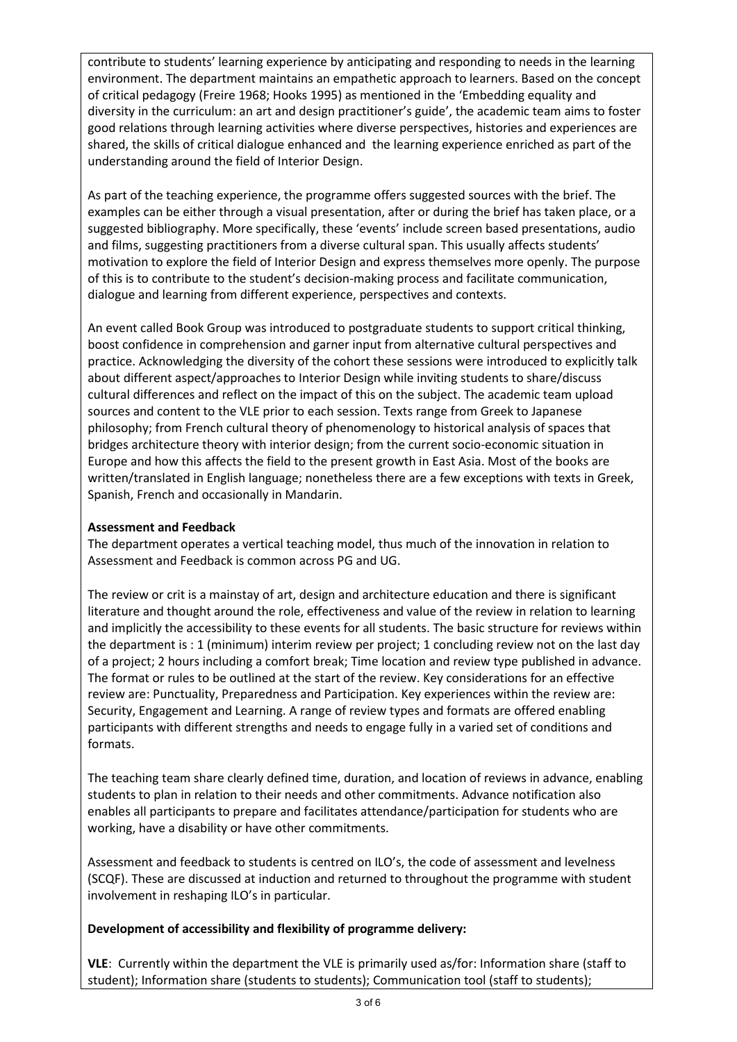contribute to students' learning experience by anticipating and responding to needs in the learning environment. The department maintains an empathetic approach to learners. Based on the concept of critical pedagogy (Freire 1968; Hooks 1995) as mentioned in the 'Embedding equality and diversity in the curriculum: an art and design practitioner's guide', the academic team aims to foster good relations through learning activities where diverse perspectives, histories and experiences are shared, the skills of critical dialogue enhanced and the learning experience enriched as part of the understanding around the field of Interior Design.

As part of the teaching experience, the programme offers suggested sources with the brief. The examples can be either through a visual presentation, after or during the brief has taken place, or a suggested bibliography. More specifically, these 'events' include screen based presentations, audio and films, suggesting practitioners from a diverse cultural span. This usually affects students' motivation to explore the field of Interior Design and express themselves more openly. The purpose of this is to contribute to the student's decision-making process and facilitate communication, dialogue and learning from different experience, perspectives and contexts.

An event called Book Group was introduced to postgraduate students to support critical thinking, boost confidence in comprehension and garner input from alternative cultural perspectives and practice. Acknowledging the diversity of the cohort these sessions were introduced to explicitly talk about different aspect/approaches to Interior Design while inviting students to share/discuss cultural differences and reflect on the impact of this on the subject. The academic team upload sources and content to the VLE prior to each session. Texts range from Greek to Japanese philosophy; from French cultural theory of phenomenology to historical analysis of spaces that bridges architecture theory with interior design; from the current socio-economic situation in Europe and how this affects the field to the present growth in East Asia. Most of the books are written/translated in English language; nonetheless there are a few exceptions with texts in Greek, Spanish, French and occasionally in Mandarin.

**Assessment and Feedback**

The department operates a vertical teaching model, thus much of the innovation in relation to Assessment and Feedback is common across PG and UG.

The review or crit is a mainstay of art, design and architecture education and there is significant literature and thought around the role, effectiveness and value of the review in relation to learning and implicitly the accessibility to these events for all students. The basic structure for reviews within the department is : 1 (minimum) interim review per project; 1 concluding review not on the last day of a project; 2 hours including a comfort break; Time location and review type published in advance. The format or rules to be outlined at the start of the review. Key considerations for an effective review are: Punctuality, Preparedness and Participation. Key experiences within the review are: Security, Engagement and Learning. A range of review types and formats are offered enabling participants with different strengths and needs to engage fully in a varied set of conditions and formats.

The teaching team share clearly defined time, duration, and location of reviews in advance, enabling students to plan in relation to their needs and other commitments. Advance notification also enables all participants to prepare and facilitates attendance/participation for students who are working, have a disability or have other commitments.

Assessment and feedback to students is centred on ILO's, the code of assessment and levelness (SCQF). These are discussed at induction and returned to throughout the programme with student involvement in reshaping ILO's in particular.

**Development of accessibility and flexibility of programme delivery:**

**VLE**: Currently within the department the VLE is primarily used as/for: Information share (staff to student); Information share (students to students); Communication tool (staff to students);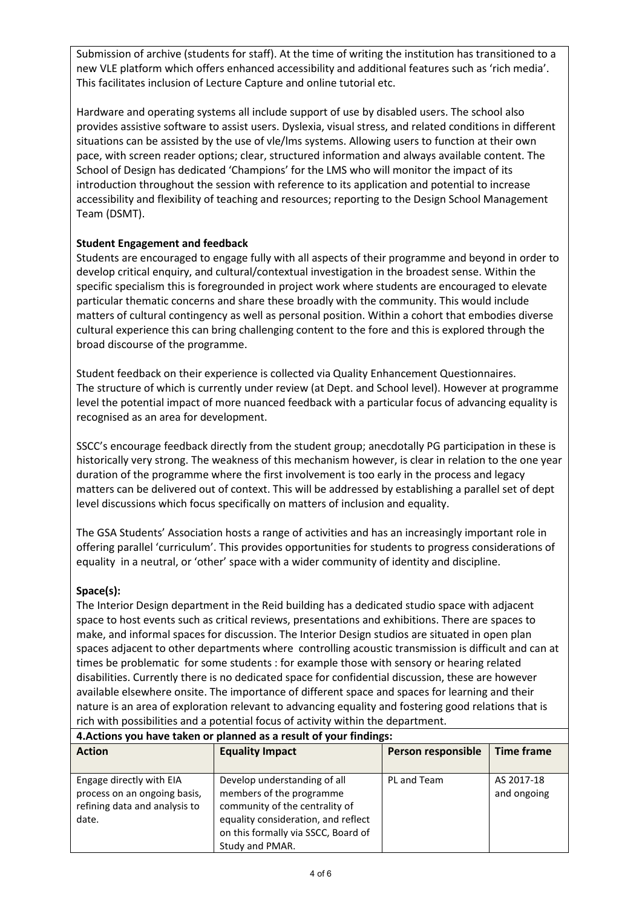Submission of archive (students for staff). At the time of writing the institution has transitioned to a new VLE platform which offers enhanced accessibility and additional features such as 'rich media'. This facilitates inclusion of Lecture Capture and online tutorial etc.

Hardware and operating systems all include support of use by disabled users. The school also provides assistive software to assist users. Dyslexia, visual stress, and related conditions in different situations can be assisted by the use of vle/lms systems. Allowing users to function at their own pace, with screen reader options; clear, structured information and always available content. The School of Design has dedicated 'Champions' for the LMS who will monitor the impact of its introduction throughout the session with reference to its application and potential to increase accessibility and flexibility of teaching and resources; reporting to the Design School Management Team (DSMT).

**Student Engagement and feedback**

Students are encouraged to engage fully with all aspects of their programme and beyond in order to develop critical enquiry, and cultural/contextual investigation in the broadest sense. Within the specific specialism this is foregrounded in project work where students are encouraged to elevate particular thematic concerns and share these broadly with the community. This would include matters of cultural contingency as well as personal position. Within a cohort that embodies diverse cultural experience this can bring challenging content to the fore and this is explored through the broad discourse of the programme.

Student feedback on their experience is collected via Quality Enhancement Questionnaires. The structure of which is currently under review (at Dept. and School level). However at programme level the potential impact of more nuanced feedback with a particular focus of advancing equality is recognised as an area for development.

SSCC's encourage feedback directly from the student group; anecdotally PG participation in these is historically very strong. The weakness of this mechanism however, is clear in relation to the one year duration of the programme where the first involvement is too early in the process and legacy matters can be delivered out of context. This will be addressed by establishing a parallel set of dept level discussions which focus specifically on matters of inclusion and equality.

The GSA Students' Association hosts a range of activities and has an increasingly important role in offering parallel 'curriculum'. This provides opportunities for students to progress considerations of equality in a neutral, or 'other' space with a wider community of identity and discipline.

**Space(s):**

The Interior Design department in the Reid building has a dedicated studio space with adjacent space to host events such as critical reviews, presentations and exhibitions. There are spaces to make, and informal spaces for discussion. The Interior Design studios are situated in open plan spaces adjacent to other departments where controlling acoustic transmission is difficult and can at times be problematic for some students : for example those with sensory or hearing related disabilities. Currently there is no dedicated space for confidential discussion, these are however available elsewhere onsite. The importance of different space and spaces for learning and their nature is an area of exploration relevant to advancing equality and fostering good relations that is rich with possibilities and a potential focus of activity within the department.

**4.Actions you have taken or planned as a result of your findings:**

| Action | Equality Impact | Person responsible | Time frame |
|---|---|---|---|
| Engage directly with EIA process on an ongoing basis, refining data and analysis to date. | Develop understanding of all members of the programme community of the centrality of equality consideration, and reflect on this formally via SSCC, Board of Study and PMAR. | PL and Team | AS 2017-18 and ongoing |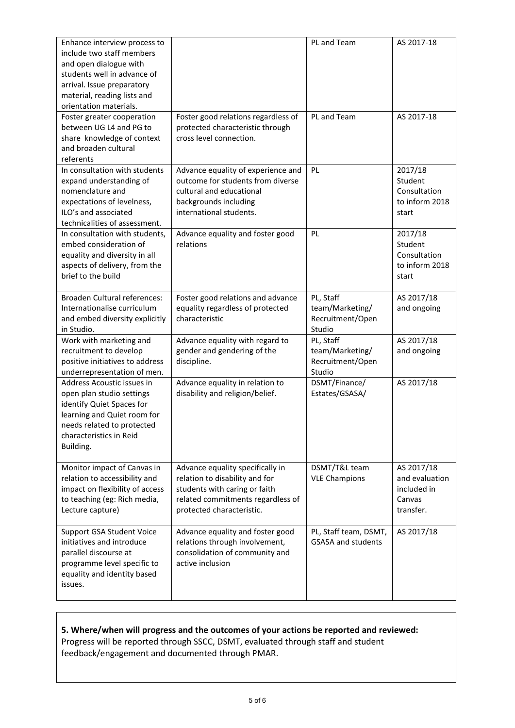| | | | |
|---|---|---|---|
| Enhance interview process to include two staff members and open dialogue with students well in advance of arrival. Issue preparatory material, reading lists and orientation materials. | | PL and Team | AS 2017-18 |
| Foster greater cooperation between UG L4 and PG to share knowledge of context and broaden cultural referents | Foster good relations regardless of protected characteristic through cross level connection. | PL and Team | AS 2017-18 |
| In consultation with students expand understanding of nomenclature and expectations of levelness, ILO's and associated technicalities of assessment. | Advance equality of experience and outcome for students from diverse cultural and educational backgrounds including international students. | PL | 2017/18 Student Consultation to inform 2018 start |
| In consultation with students, embed consideration of equality and diversity in all aspects of delivery, from the brief to the build | Advance equality and foster good relations | PL | 2017/18 Student Consultation to inform 2018 start |
| Broaden Cultural references: Internationalise curriculum and embed diversity explicitly in Studio. | Foster good relations and advance equality regardless of protected characteristic | PL, Staff team/Marketing/ Recruitment/Open Studio | AS 2017/18 and ongoing |
| Work with marketing and recruitment to develop positive initiatives to address underrepresentation of men. | Advance equality with regard to gender and gendering of the discipline. | PL, Staff team/Marketing/ Recruitment/Open Studio | AS 2017/18 and ongoing |
| Address Acoustic issues in open plan studio settings identify Quiet Spaces for learning and Quiet room for needs related to protected characteristics in Reid Building. | Advance equality in relation to disability and religion/belief. | DSMT/Finance/ Estates/GSASA/ | AS 2017/18 |
| Monitor impact of Canvas in relation to accessibility and impact on flexibility of access to teaching (eg: Rich media, Lecture capture) | Advance equality specifically in relation to disability and for students with caring or faith related commitments regardless of protected characteristic. | DSMT/T&L team VLE Champions | AS 2017/18 and evaluation included in Canvas transfer. |
| Support GSA Student Voice initiatives and introduce parallel discourse at programme level specific to equality and identity based issues. | Advance equality and foster good relations through involvement, consolidation of community and active inclusion | PL, Staff team, DSMT, GSASA and students | AS 2017/18 |

**5. Where/when will progress and the outcomes of your actions be reported and reviewed:**
Progress will be reported through SSCC, DSMT, evaluated through staff and student feedback/engagement and documented through PMAR.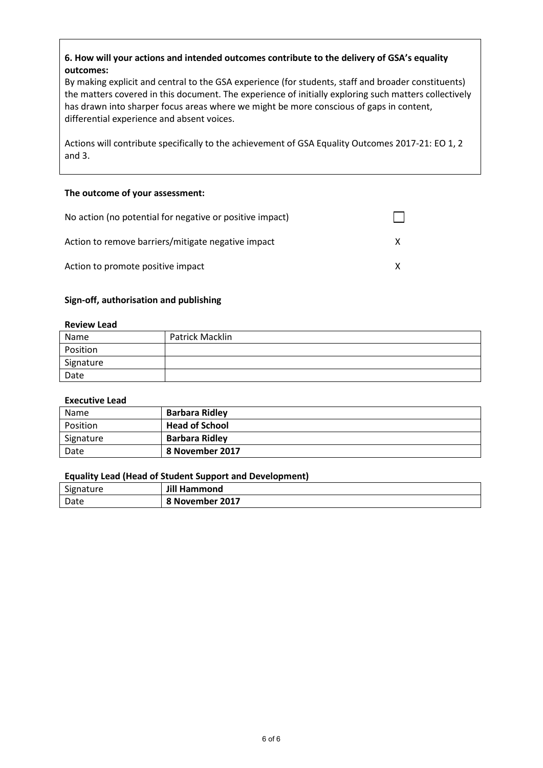**6. How will your actions and intended outcomes contribute to the delivery of GSA's equality outcomes:**

By making explicit and central to the GSA experience (for students, staff and broader constituents) the matters covered in this document. The experience of initially exploring such matters collectively has drawn into sharper focus areas where we might be more conscious of gaps in content, differential experience and absent voices.

Actions will contribute specifically to the achievement of GSA Equality Outcomes 2017-21: EO 1, 2 and 3.

**The outcome of your assessment:**

| | |
|---|---|
| No action (no potential for negative or positive impact) | ☐ |
| Action to remove barriers/mitigate negative impact | X |
| Action to promote positive impact | X |

**Sign-off, authorisation and publishing**

**Review Lead**

| | |
|---|---|
| Name | Patrick Macklin |
| Position | |
| Signature | |
| Date | |

**Executive Lead**

| | |
|---|---|
| Name | **Barbara Ridley** |
| Position | **Head of School** |
| Signature | **Barbara Ridley** |
| Date | **8 November 2017** |

**Equality Lead (Head of Student Support and Development)**

| | |
|---|---|
| Signature | **Jill Hammond** |
| Date | **8 November 2017** |